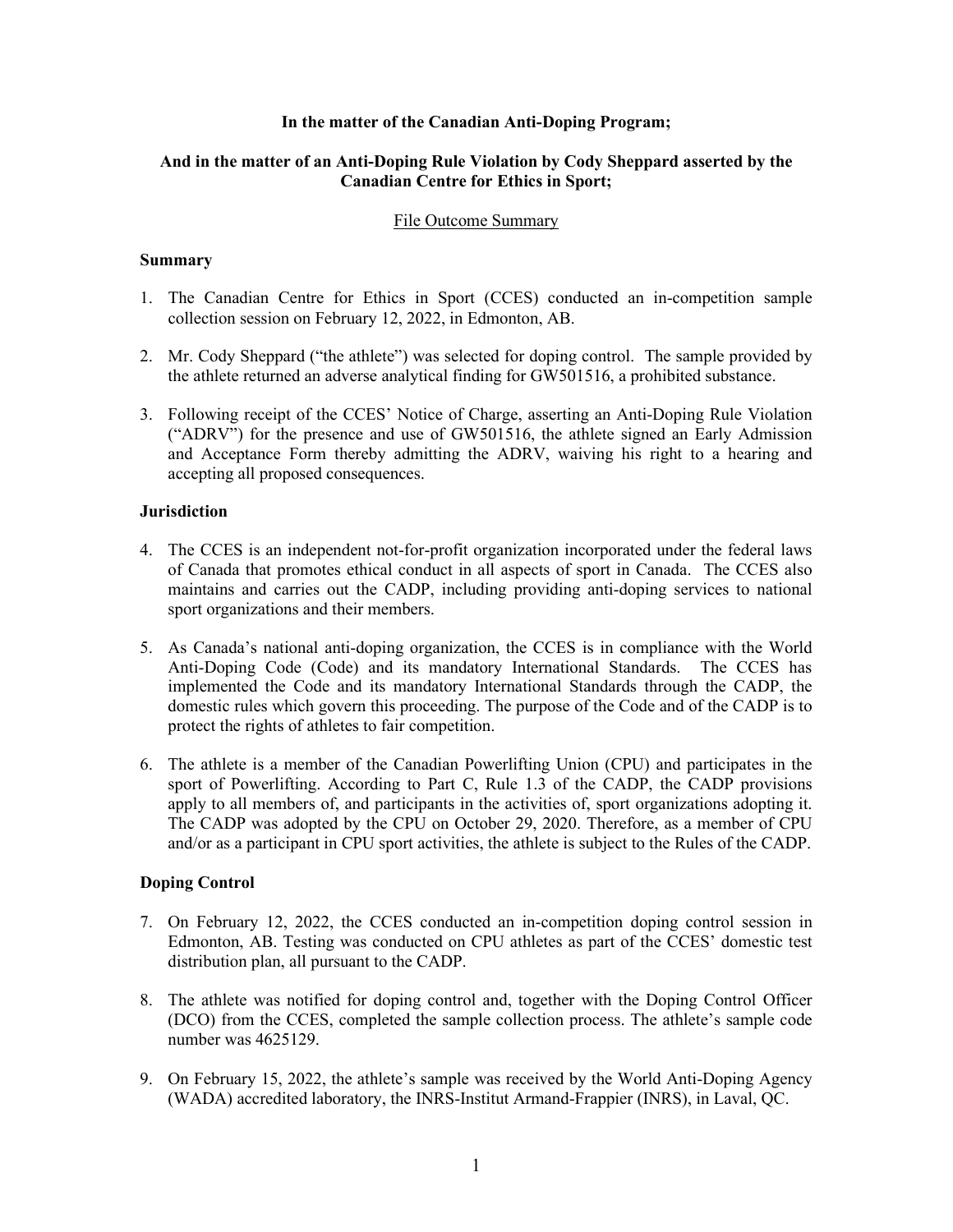**In the matter of the Canadian Anti-Doping Program;**

**And in the matter of an Anti-Doping Rule Violation by Cody Sheppard asserted by the Canadian Centre for Ethics in Sport;**

File Outcome Summary

### Summary

1. The Canadian Centre for Ethics in Sport (CCES) conducted an in-competition sample collection session on February 12, 2022, in Edmonton, AB.

2. Mr. Cody Sheppard ("the athlete") was selected for doping control. The sample provided by the athlete returned an adverse analytical finding for GW501516, a prohibited substance.

3. Following receipt of the CCES' Notice of Charge, asserting an Anti-Doping Rule Violation ("ADRV") for the presence and use of GW501516, the athlete signed an Early Admission and Acceptance Form thereby admitting the ADRV, waiving his right to a hearing and accepting all proposed consequences.

### Jurisdiction

4. The CCES is an independent not-for-profit organization incorporated under the federal laws of Canada that promotes ethical conduct in all aspects of sport in Canada. The CCES also maintains and carries out the CADP, including providing anti-doping services to national sport organizations and their members.

5. As Canada's national anti-doping organization, the CCES is in compliance with the World Anti-Doping Code (Code) and its mandatory International Standards. The CCES has implemented the Code and its mandatory International Standards through the CADP, the domestic rules which govern this proceeding. The purpose of the Code and of the CADP is to protect the rights of athletes to fair competition.

6. The athlete is a member of the Canadian Powerlifting Union (CPU) and participates in the sport of Powerlifting. According to Part C, Rule 1.3 of the CADP, the CADP provisions apply to all members of, and participants in the activities of, sport organizations adopting it. The CADP was adopted by the CPU on October 29, 2020. Therefore, as a member of CPU and/or as a participant in CPU sport activities, the athlete is subject to the Rules of the CADP.

### Doping Control

7. On February 12, 2022, the CCES conducted an in-competition doping control session in Edmonton, AB. Testing was conducted on CPU athletes as part of the CCES' domestic test distribution plan, all pursuant to the CADP.

8. The athlete was notified for doping control and, together with the Doping Control Officer (DCO) from the CCES, completed the sample collection process. The athlete's sample code number was 4625129.

9. On February 15, 2022, the athlete's sample was received by the World Anti-Doping Agency (WADA) accredited laboratory, the INRS-Institut Armand-Frappier (INRS), in Laval, QC.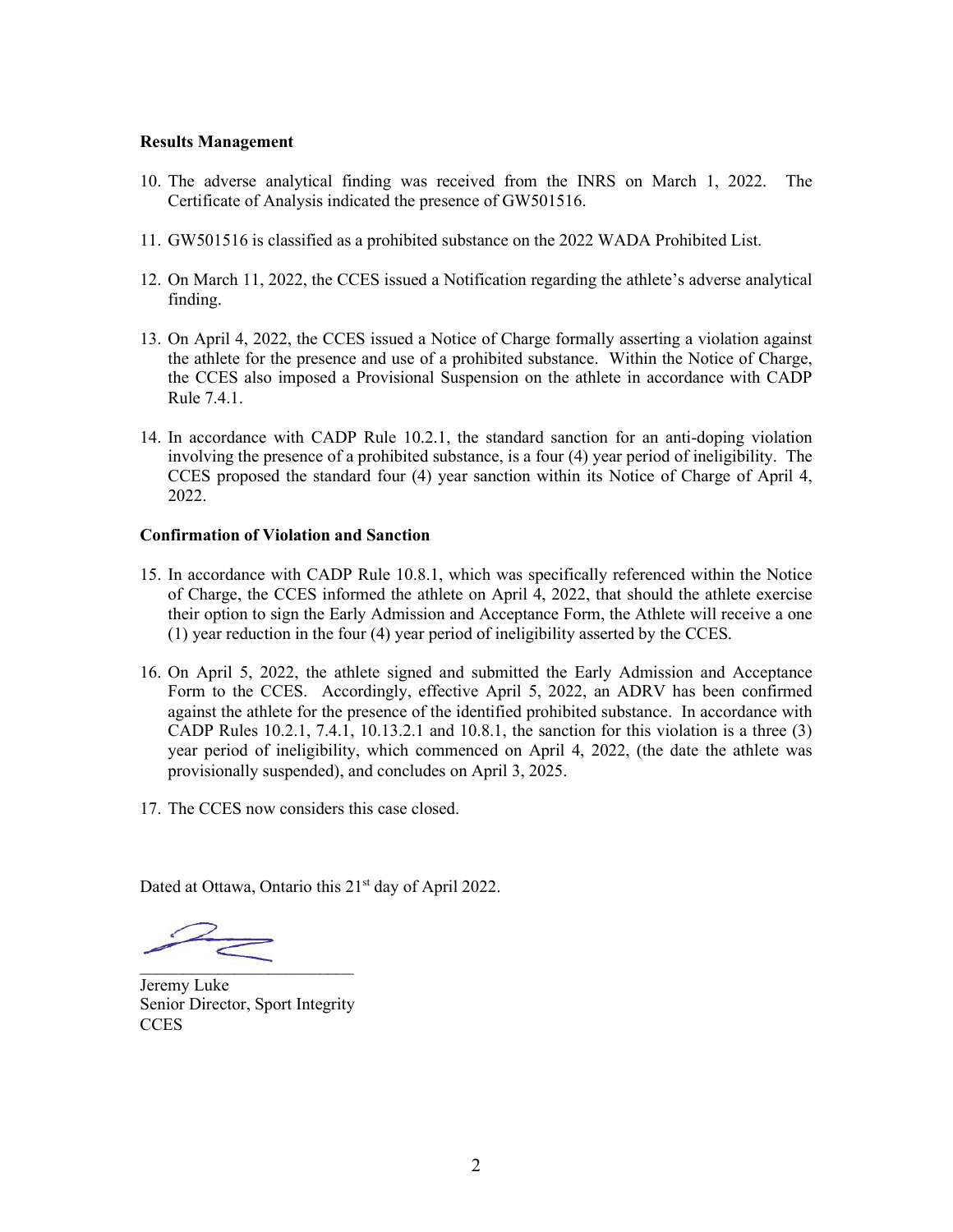**Results Management**

10. The adverse analytical finding was received from the INRS on March 1, 2022. The Certificate of Analysis indicated the presence of GW501516.

11. GW501516 is classified as a prohibited substance on the 2022 WADA Prohibited List.

12. On March 11, 2022, the CCES issued a Notification regarding the athlete's adverse analytical finding.

13. On April 4, 2022, the CCES issued a Notice of Charge formally asserting a violation against the athlete for the presence and use of a prohibited substance. Within the Notice of Charge, the CCES also imposed a Provisional Suspension on the athlete in accordance with CADP Rule 7.4.1.

14. In accordance with CADP Rule 10.2.1, the standard sanction for an anti-doping violation involving the presence of a prohibited substance, is a four (4) year period of ineligibility. The CCES proposed the standard four (4) year sanction within its Notice of Charge of April 4, 2022.

**Confirmation of Violation and Sanction**

15. In accordance with CADP Rule 10.8.1, which was specifically referenced within the Notice of Charge, the CCES informed the athlete on April 4, 2022, that should the athlete exercise their option to sign the Early Admission and Acceptance Form, the Athlete will receive a one (1) year reduction in the four (4) year period of ineligibility asserted by the CCES.

16. On April 5, 2022, the athlete signed and submitted the Early Admission and Acceptance Form to the CCES. Accordingly, effective April 5, 2022, an ADRV has been confirmed against the athlete for the presence of the identified prohibited substance. In accordance with CADP Rules 10.2.1, 7.4.1, 10.13.2.1 and 10.8.1, the sanction for this violation is a three (3) year period of ineligibility, which commenced on April 4, 2022, (the date the athlete was provisionally suspended), and concludes on April 3, 2025.

17. The CCES now considers this case closed.

Dated at Ottawa, Ontario this 21st day of April 2022.

\_\_\_\_\_\_\_\_\_\_\_\_\_\_\_\_\_\_\_\_\_\_\_\_\_

Jeremy Luke
Senior Director, Sport Integrity
CCES